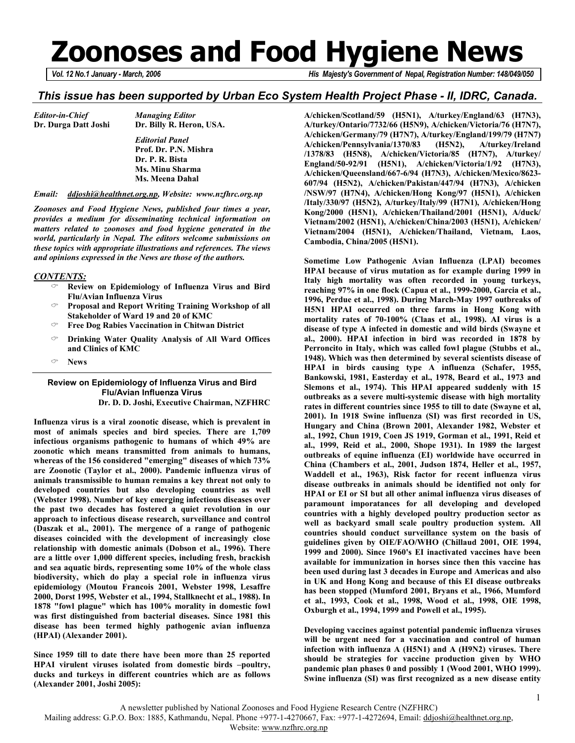# Zoonoses and Food Hygiene News

*Vol. 12 No.1 January - March, 2006* | *His Majesty's Government of Nepal, Registration Number: 148/049/050*

***This issue has been supported by Urban Eco System Health Project Phase - II, IDRC, Canada.***

*Editor-in-Chief*
**Dr. Durga Datt Joshi**

*Managing Editor*
**Dr. Billy R. Heron, USA.**

*Editorial Panel*
**Prof. Dr. P.N. Mishra**
**Dr. P. R. Bista**
**Ms. Minu Sharma**
**Ms. Meena Dahal**

*Email: ddjoshi@healthnet.org.np, Website: www.nzfhrc.org.np*

***Zoonoses and Food Hygiene News, published four times a year, provides a medium for disseminating technical information on matters related to zoonoses and food hygiene generated in the world, particularly in Nepal. The editors welcome submissions on these topics with appropriate illustrations and references. The views and opinions expressed in the News are those of the authors.***

***CONTENTS:***

- **Review on Epidemiology of Influenza Virus and Bird Flu/Avian Influenza Virus**
- **Proposal and Report Writing Training Workshop of all Stakeholder of Ward 19 and 20 of KMC**
- **Free Dog Rabies Vaccination in Chitwan District**
- **Drinking Water Quality Analysis of All Ward Offices and Clinics of KMC**
- **News**

## Review on Epidemiology of Influenza Virus and Bird Flu/Avian Influenza Virus

**Dr. D. D. Joshi, Executive Chairman, NZFHRC**

**Influenza virus is a viral zoonotic disease, which is prevalent in most of animals species and bird species. There are 1,709 infectious organisms pathogenic to humans of which 49% are zoonotic which means transmitted from animals to humans, whereas of the 156 considered "emerging" diseases of which 73% are Zoonotic (Taylor et al., 2000). Pandemic influenza virus of animals transmissible to human remains a key threat not only to developed countries but also developing countries as well (Webster 1998). Number of key emerging infectious diseases over the past two decades has fostered a quiet revolution in our approach to infectious disease research, surveillance and control (Daszak et al., 2001). The mergence of a range of pathogenic diseases coincided with the development of increasingly close relationship with domestic animals (Dobson et al., 1996). There are a little over 1,000 different species, including fresh, brackish and sea aquatic birds, representing some 10% of the whole class biodiversity, which do play a special role in influenza virus epidemiology (Moutou Francois 2001, Webster 1998, Lesaffre 2000, Dorst 1995, Webster et al., 1994, Stallknecht et al., 1988). In 1878 "fowl plague" which has 100% morality in domestic fowl was first distinguished from bacterial diseases. Since 1981 this disease has been termed highly pathogenic avian influenza (HPAI) (Alexander 2001).**

**Since 1959 till to date there have been more than 25 reported HPAI virulent viruses isolated from domestic birds –poultry, ducks and turkeys in different countries which are as follows (Alexander 2001, Joshi 2005): A/chicken/Scotland/59 (H5N1), A/turkey/England/63 (H7N3), A/turkey/Ontario/7732/66 (H5N9), A/chicken/Victoria/76 (H7N7), A/chicken/Germany/79 (H7N7), A/turkey/England/199/79 (H7N7) A/chicken/Pennsylvania/1370/83 (H5N2), A/turkey/Ireland /1378/83 (H5N8), A/chicken/Victoria/85 (H7N7), A/turkey/ England/50-92/91 (H5N1), A/chicken/Victoria/1/92 (H7N3), A/chicken/Queensland/667-6/94 (H7N3), A/chicken/Mexico/8623-607/94 (H5N2), A/chicken/Pakistan/447/94 (H7N3), A/chicken /NSW/97 (H7N4), A/chicken/Hong Kong/97 (H5N1), A/chicken /Italy/330/97 (H5N2), A/turkey/Italy/99 (H7N1), A/chicken/Hong Kong/2000 (H5N1), A/chicken/Thailand/2001 (H5N1), A/duck/ Vietnam/2002 (H5N1), A/chicken/China/2003 (H5N1), A/chicken/ Vietnam/2004 (H5N1), A/chicken/Thailand, Vietnam, Laos, Cambodia, China/2005 (H5N1).**

**Sometime Low Pathogenic Avian Influenza (LPAI) becomes HPAI because of virus mutation as for example during 1999 in Italy high mortality was often recorded in young turkeys, reaching 97% in one flock (Capua et al., 1999-2000, Garcia et al., 1996, Perdue et al., 1998). During March-May 1997 outbreaks of H5N1 HPAI occurred on three farms in Hong Kong with mortality rates of 70-100% (Claas et al., 1998). AI virus is a disease of type A infected in domestic and wild birds (Swayne et al., 2000). HPAI infection in bird was recorded in 1878 by Perroncito in Italy, which was called fowl plague (Stubbs et al., 1948). Which was then determined by several scientists disease of HPAI in birds causing type A influenza (Schafer, 1955, Bankowski, 1981, Easterday et al., 1978, Beard et al., 1973 and Slemons et al., 1974). This HPAI appeared suddenly with 15 outbreaks as a severe multi-systemic disease with high mortality rates in different countries since 1955 to till to date (Swayne et al, 2001). In 1918 Swine influenza (SI) was first recorded in US, Hungary and China (Brown 2001, Alexander 1982, Webster et al., 1992, Chun 1919, Coen JS 1919, Gorman et al., 1991, Reid et al., 1999, Reid et al., 2000, Shope 1931). In 1989 the largest outbreaks of equine influenza (EI) worldwide have occurred in China (Chambers et al., 2001, Judson 1874, Heller et al., 1957, Waddell et al., 1963), Risk factor for recent influenza virus disease outbreaks in animals should be identified not only for HPAI or EI or SI but all other animal influenza virus diseases of paramount imporatances for all developing and developed countries with a highly developed poultry production sector as well as backyard small scale poultry production system. All countries should conduct surveillance system on the basis of guidelines given by OIE/FAO/WHO (Chillaud 2001, OIE 1994, 1999 and 2000). Since 1960's EI inactivated vaccines have been available for immunization in horses since then this vaccine has been used during last 3 decades in Europe and Americas and also in UK and Hong Kong and because of this EI disease outbreaks has been stopped (Mumford 2001, Bryans et al., 1966, Mumford et al., 1993, Cook et al., 1998, Wood et al., 1998, OIE 1998, Oxburgh et al., 1994, 1999 and Powell et al., 1995).**

**Developing vaccines against potential pandemic influenza viruses will be urgent need for a vaccination and control of human infection with influenza A (H5N1) and A (H9N2) viruses. There should be strategies for vaccine production given by WHO pandemic plan phases 0 and possibly 1 (Wood 2001, WHO 1999). Swine influenza (SI) was first recognized as a new disease entity**

A newsletter published by National Zoonoses and Food Hygiene Research Centre (NZFHRC)
Mailing address: G.P.O. Box: 1885, Kathmandu, Nepal. Phone +977-1-4270667, Fax: +977-1-4272694, Email: ddjoshi@healthnet.org.np,
Website: www.nzfhrc.org.np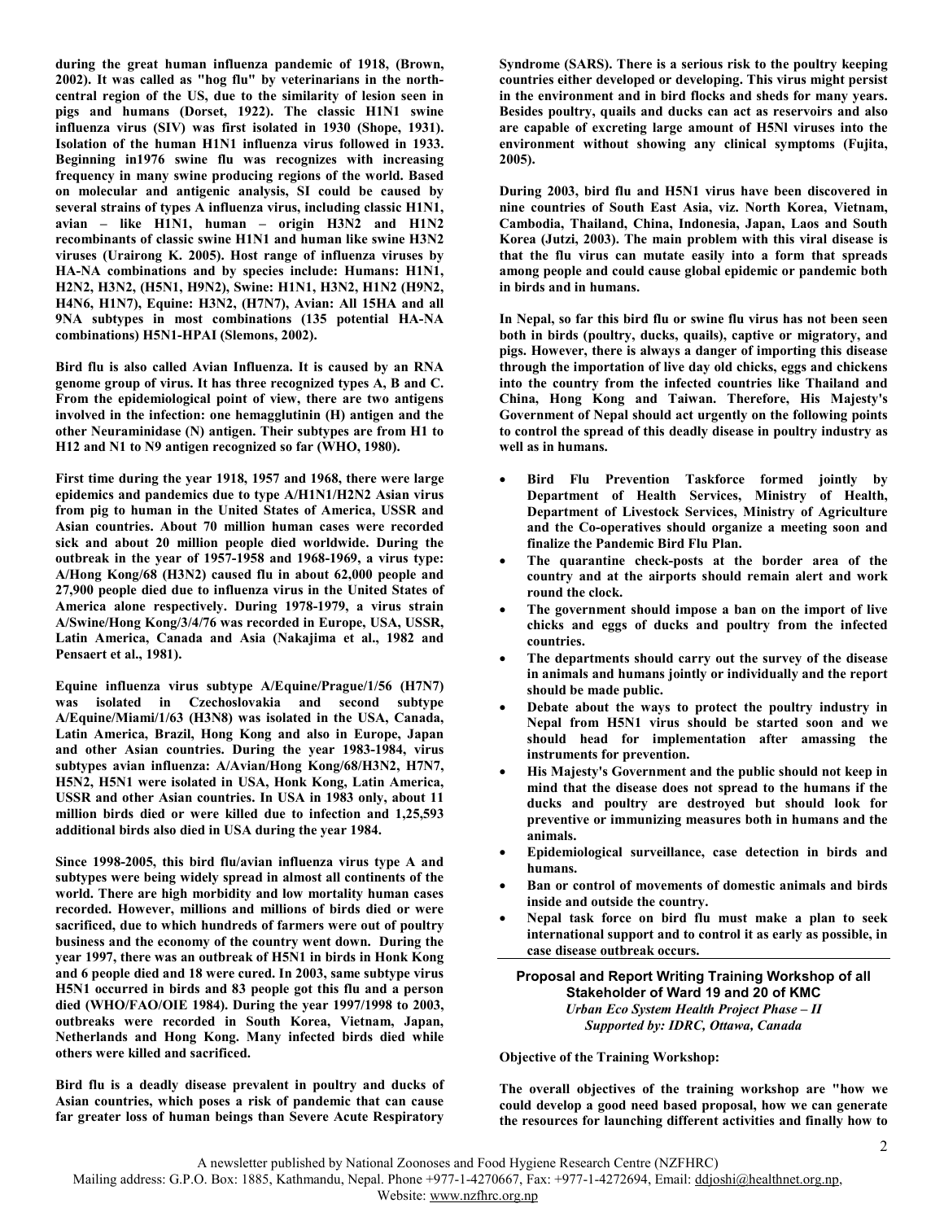**during the great human influenza pandemic of 1918, (Brown, 2002). It was called as "hog flu" by veterinarians in the north-central region of the US, due to the similarity of lesion seen in pigs and humans (Dorset, 1922). The classic H1N1 swine influenza virus (SIV) was first isolated in 1930 (Shope, 1931). Isolation of the human H1N1 influenza virus followed in 1933. Beginning in1976 swine flu was recognizes with increasing frequency in many swine producing regions of the world. Based on molecular and antigenic analysis, SI could be caused by several strains of types A influenza virus, including classic H1N1, avian – like H1N1, human – origin H3N2 and H1N2 recombinants of classic swine H1N1 and human like swine H3N2 viruses (Urairong K. 2005). Host range of influenza viruses by HA-NA combinations and by species include: Humans: H1N1, H2N2, H3N2, (H5N1, H9N2), Swine: H1N1, H3N2, H1N2 (H9N2, H4N6, H1N7), Equine: H3N2, (H7N7), Avian: All 15HA and all 9NA subtypes in most combinations (135 potential HA-NA combinations) H5N1-HPAI (Slemons, 2002).**

**Bird flu is also called Avian Influenza. It is caused by an RNA genome group of virus. It has three recognized types A, B and C. From the epidemiological point of view, there are two antigens involved in the infection: one hemagglutinin (H) antigen and the other Neuraminidase (N) antigen. Their subtypes are from H1 to H12 and N1 to N9 antigen recognized so far (WHO, 1980).**

**First time during the year 1918, 1957 and 1968, there were large epidemics and pandemics due to type A/H1N1/H2N2 Asian virus from pig to human in the United States of America, USSR and Asian countries. About 70 million human cases were recorded sick and about 20 million people died worldwide. During the outbreak in the year of 1957-1958 and 1968-1969, a virus type: A/Hong Kong/68 (H3N2) caused flu in about 62,000 people and 27,900 people died due to influenza virus in the United States of America alone respectively. During 1978-1979, a virus strain A/Swine/Hong Kong/3/4/76 was recorded in Europe, USA, USSR, Latin America, Canada and Asia (Nakajima et al., 1982 and Pensaert et al., 1981).**

**Equine influenza virus subtype A/Equine/Prague/1/56 (H7N7) was isolated in Czechoslovakia and second subtype A/Equine/Miami/1/63 (H3N8) was isolated in the USA, Canada, Latin America, Brazil, Hong Kong and also in Europe, Japan and other Asian countries. During the year 1983-1984, virus subtypes avian influenza: A/Avian/Hong Kong/68/H3N2, H7N7, H5N2, H5N1 were isolated in USA, Honk Kong, Latin America, USSR and other Asian countries. In USA in 1983 only, about 11 million birds died or were killed due to infection and 1,25,593 additional birds also died in USA during the year 1984.**

**Since 1998-2005, this bird flu/avian influenza virus type A and subtypes were being widely spread in almost all continents of the world. There are high morbidity and low mortality human cases recorded. However, millions and millions of birds died or were sacrificed, due to which hundreds of farmers were out of poultry business and the economy of the country went down. During the year 1997, there was an outbreak of H5N1 in birds in Honk Kong and 6 people died and 18 were cured. In 2003, same subtype virus H5N1 occurred in birds and 83 people got this flu and a person died (WHO/FAO/OIE 1984). During the year 1997/1998 to 2003, outbreaks were recorded in South Korea, Vietnam, Japan, Netherlands and Hong Kong. Many infected birds died while others were killed and sacrificed.**

**Bird flu is a deadly disease prevalent in poultry and ducks of Asian countries, which poses a risk of pandemic that can cause far greater loss of human beings than Severe Acute Respiratory Syndrome (SARS). There is a serious risk to the poultry keeping countries either developed or developing. This virus might persist in the environment and in bird flocks and sheds for many years. Besides poultry, quails and ducks can act as reservoirs and also are capable of excreting large amount of H5Nl viruses into the environment without showing any clinical symptoms (Fujita, 2005).**

**During 2003, bird flu and H5N1 virus have been discovered in nine countries of South East Asia, viz. North Korea, Vietnam, Cambodia, Thailand, China, Indonesia, Japan, Laos and South Korea (Jutzi, 2003). The main problem with this viral disease is that the flu virus can mutate easily into a form that spreads among people and could cause global epidemic or pandemic both in birds and in humans.**

**In Nepal, so far this bird flu or swine flu virus has not been seen both in birds (poultry, ducks, quails), captive or migratory, and pigs. However, there is always a danger of importing this disease through the importation of live day old chicks, eggs and chickens into the country from the infected countries like Thailand and China, Hong Kong and Taiwan. Therefore, His Majesty's Government of Nepal should act urgently on the following points to control the spread of this deadly disease in poultry industry as well as in humans.**

- **Bird Flu Prevention Taskforce formed jointly by Department of Health Services, Ministry of Health, Department of Livestock Services, Ministry of Agriculture and the Co-operatives should organize a meeting soon and finalize the Pandemic Bird Flu Plan.**
- **The quarantine check-posts at the border area of the country and at the airports should remain alert and work round the clock.**
- **The government should impose a ban on the import of live chicks and eggs of ducks and poultry from the infected countries.**
- **The departments should carry out the survey of the disease in animals and humans jointly or individually and the report should be made public.**
- **Debate about the ways to protect the poultry industry in Nepal from H5N1 virus should be started soon and we should head for implementation after amassing the instruments for prevention.**
- **His Majesty's Government and the public should not keep in mind that the disease does not spread to the humans if the ducks and poultry are destroyed but should look for preventive or immunizing measures both in humans and the animals.**
- **Epidemiological surveillance, case detection in birds and humans.**
- **Ban or control of movements of domestic animals and birds inside and outside the country.**
- **Nepal task force on bird flu must make a plan to seek international support and to control it as early as possible, in case disease outbreak occurs.**

## Proposal and Report Writing Training Workshop of all Stakeholder of Ward 19 and 20 of KMC

***Urban Eco System Health Project Phase – II***
***Supported by: IDRC, Ottawa, Canada***

**Objective of the Training Workshop:**

**The overall objectives of the training workshop are "how we could develop a good need based proposal, how we can generate the resources for launching different activities and finally how to**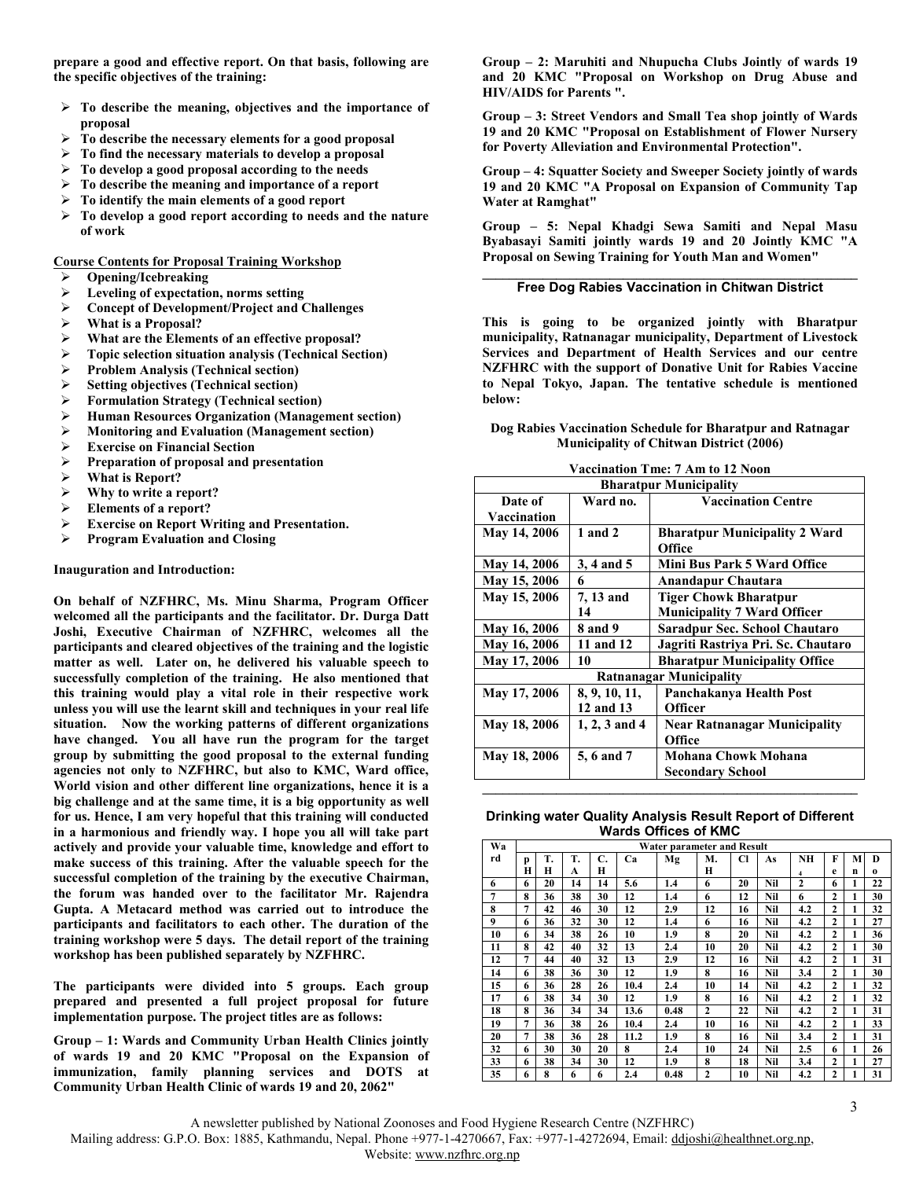**prepare a good and effective report. On that basis, following are the specific objectives of the training:**

- **To describe the meaning, objectives and the importance of proposal**
- **To describe the necessary elements for a good proposal**
- **To find the necessary materials to develop a proposal**
- **To develop a good proposal according to the needs**
- **To describe the meaning and importance of a report**
- **To identify the main elements of a good report**
- **To develop a good report according to needs and the nature of work**

**Course Contents for Proposal Training Workshop**

- **Opening/Icebreaking**
- **Leveling of expectation, norms setting**
- **Concept of Development/Project and Challenges**
- **What is a Proposal?**
- **What are the Elements of an effective proposal?**
- **Topic selection situation analysis (Technical Section)**
- **Problem Analysis (Technical section)**
- **Setting objectives (Technical section)**
- **Formulation Strategy (Technical section)**
- **Human Resources Organization (Management section)**
- **Monitoring and Evaluation (Management section)**
- **Exercise on Financial Section**
- **Preparation of proposal and presentation**
- **What is Report?**
- **Why to write a report?**
- **Elements of a report?**
- **Exercise on Report Writing and Presentation.**
- **Program Evaluation and Closing**

**Inauguration and Introduction:**

**On behalf of NZFHRC, Ms. Minu Sharma, Program Officer welcomed all the participants and the facilitator. Dr. Durga Datt Joshi, Executive Chairman of NZFHRC, welcomes all the participants and cleared objectives of the training and the logistic matter as well. Later on, he delivered his valuable speech to successfully completion of the training. He also mentioned that this training would play a vital role in their respective work unless you will use the learnt skill and techniques in your real life situation. Now the working patterns of different organizations have changed. You all have run the program for the target group by submitting the good proposal to the external funding agencies not only to NZFHRC, but also to KMC, Ward office, World vision and other different line organizations, hence it is a big challenge and at the same time, it is a big opportunity as well for us. Hence, I am very hopeful that this training will conducted in a harmonious and friendly way. I hope you all will take part actively and provide your valuable time, knowledge and effort to make success of this training. After the valuable speech for the successful completion of the training by the executive Chairman, the forum was handed over to the facilitator Mr. Rajendra Gupta. A Metacard method was carried out to introduce the participants and facilitators to each other. The duration of the training workshop were 5 days. The detail report of the training workshop has been published separately by NZFHRC.**

**The participants were divided into 5 groups. Each group prepared and presented a full project proposal for future implementation purpose. The project titles are as follows:**

**Group – 1: Wards and Community Urban Health Clinics jointly of wards 19 and 20 KMC "Proposal on the Expansion of immunization, family planning services and DOTS at Community Urban Health Clinic of wards 19 and 20, 2062"**

**Group – 2: Maruhiti and Nhupucha Clubs Jointly of wards 19 and 20 KMC "Proposal on Workshop on Drug Abuse and HIV/AIDS for Parents ".**

**Group – 3: Street Vendors and Small Tea shop jointly of Wards 19 and 20 KMC "Proposal on Establishment of Flower Nursery for Poverty Alleviation and Environmental Protection".**

**Group – 4: Squatter Society and Sweeper Society jointly of wards 19 and 20 KMC "A Proposal on Expansion of Community Tap Water at Ramghat"**

**Group – 5: Nepal Khadgi Sewa Samiti and Nepal Masu Byabasayi Samiti jointly wards 19 and 20 Jointly KMC "A Proposal on Sewing Training for Youth Man and Women"**

---

## Free Dog Rabies Vaccination in Chitwan District

**This is going to be organized jointly with Bharatpur municipality, Ratnanagar municipality, Department of Livestock Services and Department of Health Services and our centre NZFHRC with the support of Donative Unit for Rabies Vaccine to Nepal Tokyo, Japan. The tentative schedule is mentioned below:**

**Dog Rabies Vaccination Schedule for Bharatpur and Ratnagar Municipality of Chitwan District (2006)**

**Vaccination Tme: 7 Am to 12 Noon**

| Date of Vaccination | Ward no. | Vaccination Centre |
|---|---|---|
| **Bharatpur Municipality** | | |
| May 14, 2006 | 1 and 2 | Bharatpur Municipality 2 Ward Office |
| May 14, 2006 | 3, 4 and 5 | Mini Bus Park 5 Ward Office |
| May 15, 2006 | 6 | Anandapur Chautara |
| May 15, 2006 | 7, 13 and 14 | Tiger Chowk Bharatpur Municipality 7 Ward Officer |
| May 16, 2006 | 8 and 9 | Saradpur Sec. School Chautaro |
| May 16, 2006 | 11 and 12 | Jagriti Rastriya Pri. Sc. Chautaro |
| May 17, 2006 | 10 | Bharatpur Municipality Office |
| **Ratnanagar Municipality** | | |
| May 17, 2006 | 8, 9, 10, 11, 12 and 13 | Panchakanya Health Post Officer |
| May 18, 2006 | 1, 2, 3 and 4 | Near Ratnanagar Municipality Office |
| May 18, 2006 | 5, 6 and 7 | Mohana Chowk Mohana Secondary School |

---

## Drinking water Quality Analysis Result Report of Different Wards Offices of KMC

| Ward | Water parameter and Result | | | | | | | | | | | | |
|---|---|---|---|---|---|---|---|---|---|---|---|---|---|
| | pH | T.H | T.A | C.H | Ca | Mg | M.H | Cl | As | $NH_4$ | Fe | Mn | Do |
| 6 | 6 | 20 | 14 | 14 | 5.6 | 1.4 | 6 | 20 | Nil | 2 | 6 | 1 | 22 |
| 7 | 8 | 36 | 38 | 30 | 12 | 1.4 | 6 | 12 | Nil | 6 | 2 | 1 | 30 |
| 8 | 7 | 42 | 46 | 30 | 12 | 2.9 | 12 | 16 | Nil | 4.2 | 2 | 1 | 32 |
| 9 | 6 | 36 | 32 | 30 | 12 | 1.4 | 6 | 16 | Nil | 4.2 | 2 | 1 | 27 |
| 10 | 6 | 34 | 38 | 26 | 10 | 1.9 | 8 | 20 | Nil | 4.2 | 2 | 1 | 36 |
| 11 | 8 | 42 | 40 | 32 | 13 | 2.4 | 10 | 20 | Nil | 4.2 | 2 | 1 | 30 |
| 12 | 7 | 44 | 40 | 32 | 13 | 2.9 | 12 | 16 | Nil | 4.2 | 2 | 1 | 31 |
| 14 | 6 | 38 | 36 | 30 | 12 | 1.9 | 8 | 16 | Nil | 3.4 | 2 | 1 | 30 |
| 15 | 6 | 36 | 28 | 26 | 10.4 | 2.4 | 10 | 14 | Nil | 4.2 | 2 | 1 | 32 |
| 17 | 6 | 38 | 34 | 30 | 12 | 1.9 | 8 | 16 | Nil | 4.2 | 2 | 1 | 32 |
| 18 | 8 | 36 | 34 | 34 | 13.6 | 0.48 | 2 | 22 | Nil | 4.2 | 2 | 1 | 31 |
| 19 | 7 | 36 | 38 | 26 | 10.4 | 2.4 | 10 | 16 | Nil | 4.2 | 2 | 1 | 33 |
| 20 | 7 | 38 | 36 | 28 | 11.2 | 1.9 | 8 | 16 | Nil | 3.4 | 2 | 1 | 31 |
| 32 | 6 | 30 | 30 | 20 | 8 | 2.4 | 10 | 24 | Nil | 2.5 | 6 | 1 | 26 |
| 33 | 6 | 38 | 34 | 30 | 12 | 1.9 | 8 | 18 | Nil | 3.4 | 2 | 1 | 27 |
| 35 | 6 | 8 | 6 | 6 | 2.4 | 0.48 | 2 | 10 | Nil | 4.2 | 2 | 1 | 31 |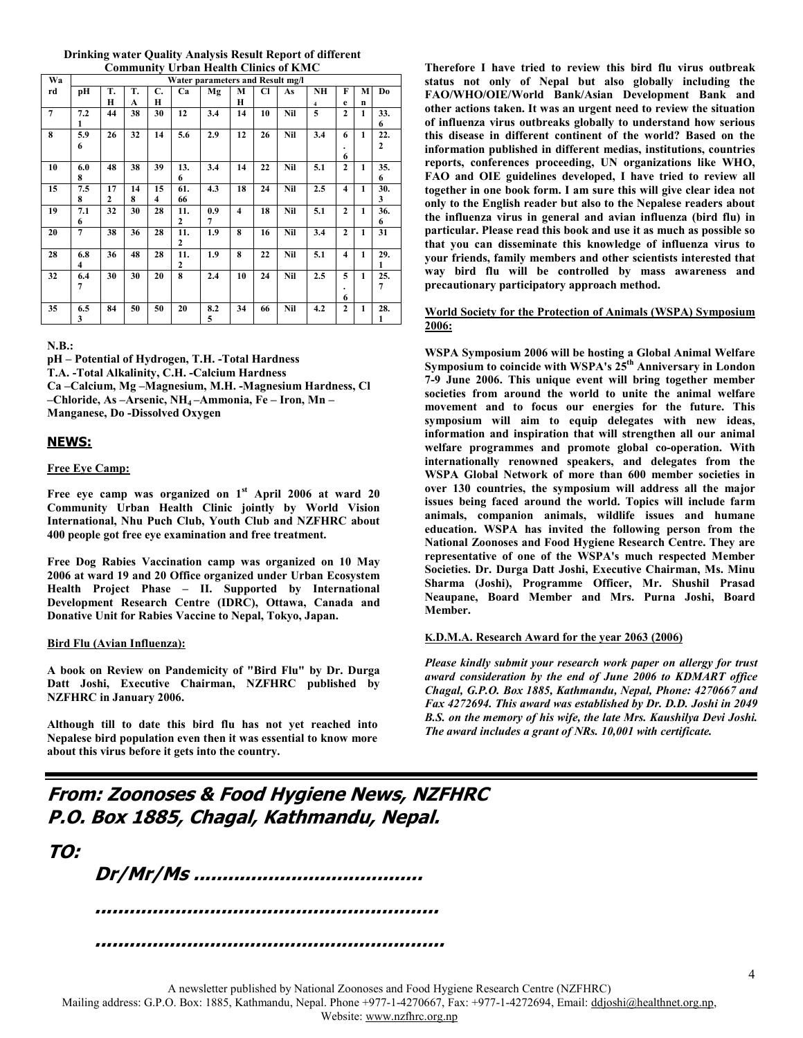**Drinking water Quality Analysis Result Report of different Community Urban Health Clinics of KMC**

| Ward | Water parameters and Result mg/l | | | | | | | | | | | | |
|---|---|---|---|---|---|---|---|---|---|---|---|---|---|
| | pH | T.H | T.A | C.H | Ca | Mg | M.H | Cl | As | $NH_4$ | Fe | Mn | Do |
| 7 | 7.21 | 44 | 38 | 30 | 12 | 3.4 | 14 | 10 | Nil | 5 | 2 | 1 | 33.6 |
| 8 | 5.96 | 26 | 32 | 14 | 5.6 | 2.9 | 12 | 26 | Nil | 3.4 | 6.6 | 1 | 22.2 |
| 10 | 6.08 | 48 | 38 | 39 | 13.6 | 3.4 | 14 | 22 | Nil | 5.1 | 2 | 1 | 35.6 |
| 15 | 7.58 | 172 | 148 | 154 | 61.66 | 4.3 | 18 | 24 | Nil | 2.5 | 4 | 1 | 30.3 |
| 19 | 7.16 | 32 | 30 | 28 | 11.2 | 0.97 | 4 | 18 | Nil | 5.1 | 2 | 1 | 36.6 |
| 20 | 7 | 38 | 36 | 28 | 11.2 | 1.9 | 8 | 16 | Nil | 3.4 | 2 | 1 | 31 |
| 28 | 6.84 | 36 | 48 | 28 | 11.2 | 1.9 | 8 | 22 | Nil | 5.1 | 4 | 1 | 29.1 |
| 32 | 6.47 | 30 | 30 | 20 | 8 | 2.4 | 10 | 24 | Nil | 2.5 | 5.6 | 1 | 25.7 |
| 35 | 6.53 | 84 | 50 | 50 | 20 | 8.25 | 34 | 66 | Nil | 4.2 | 2 | 1 | 28.1 |

**N.B.:**
**pH – Potential of Hydrogen, T.H. -Total Hardness**
**T.A. -Total Alkalinity, C.H. -Calcium Hardness**
**Ca –Calcium, Mg –Magnesium, M.H. -Magnesium Hardness, Cl –Chloride, As –Arsenic, $NH_4$ –Ammonia, Fe – Iron, Mn – Manganese, Do -Dissolved Oxygen**

## NEWS:

**Free Eye Camp:**

**Free eye camp was organized on 1st April 2006 at ward 20 Community Urban Health Clinic jointly by World Vision International, Nhu Puch Club, Youth Club and NZFHRC about 400 people got free eye examination and free treatment.**

**Free Dog Rabies Vaccination camp was organized on 10 May 2006 at ward 19 and 20 Office organized under Urban Ecosystem Health Project Phase – II. Supported by International Development Research Centre (IDRC), Ottawa, Canada and Donative Unit for Rabies Vaccine to Nepal, Tokyo, Japan.**

**Bird Flu (Avian Influenza):**

**A book on Review on Pandemicity of "Bird Flu" by Dr. Durga Datt Joshi, Executive Chairman, NZFHRC published by NZFHRC in January 2006.**

**Although till to date this bird flu has not yet reached into Nepalese bird population even then it was essential to know more about this virus before it gets into the country.**

**Therefore I have tried to review this bird flu virus outbreak status not only of Nepal but also globally including the FAO/WHO/OIE/World Bank/Asian Development Bank and other actions taken. It was an urgent need to review the situation of influenza virus outbreaks globally to understand how serious this disease in different continent of the world? Based on the information published in different medias, institutions, countries reports, conferences proceeding, UN organizations like WHO, FAO and OIE guidelines developed, I have tried to review all together in one book form. I am sure this will give clear idea not only to the English reader but also to the Nepalese readers about the influenza virus in general and avian influenza (bird flu) in particular. Please read this book and use it as much as possible so that you can disseminate this knowledge of influenza virus to your friends, family members and other scientists interested that way bird flu will be controlled by mass awareness and precautionary participatory approach method.**

**World Society for the Protection of Animals (WSPA) Symposium 2006:**

**WSPA Symposium 2006 will be hosting a Global Animal Welfare Symposium to coincide with WSPA's 25th Anniversary in London 7-9 June 2006. This unique event will bring together member societies from around the world to unite the animal welfare movement and to focus our energies for the future. This symposium will aim to equip delegates with new ideas, information and inspiration that will strengthen all our animal welfare programmes and promote global co-operation. With internationally renowned speakers, and delegates from the WSPA Global Network of more than 600 member societies in over 130 countries, the symposium will address all the major issues being faced around the world. Topics will include farm animals, companion animals, wildlife issues and humane education. WSPA has invited the following person from the National Zoonoses and Food Hygiene Research Centre. They are representative of one of the WSPA's much respected Member Societies. Dr. Durga Datt Joshi, Executive Chairman, Ms. Minu Sharma (Joshi), Programme Officer, Mr. Shushil Prasad Neaupane, Board Member and Mrs. Purna Joshi, Board Member.**

**K.D.M.A. Research Award for the year 2063 (2006)**

***Please kindly submit your research work paper on allergy for trust award consideration by the end of June 2006 to KDMART office Chagal, G.P.O. Box 1885, Kathmandu, Nepal, Phone: 4270667 and Fax 4272694. This award was established by Dr. D.D. Joshi in 2049 B.S. on the memory of his wife, the late Mrs. Kaushilya Devi Joshi. The award includes a grant of NRs. 10,001 with certificate.***

## *From: Zoonoses & Food Hygiene News, NZFHRC*
## *P.O. Box 1885, Chagal, Kathmandu, Nepal.*

***TO:***

***Dr/Mr/Ms ......................................***

***...........................................................***

***...........................................................***

A newsletter published by National Zoonoses and Food Hygiene Research Centre (NZFHRC)
Mailing address: G.P.O. Box: 1885, Kathmandu, Nepal. Phone +977-1-4270667, Fax: +977-1-4272694, Email: ddjoshi@healthnet.org.np,
Website: www.nzfhrc.org.np